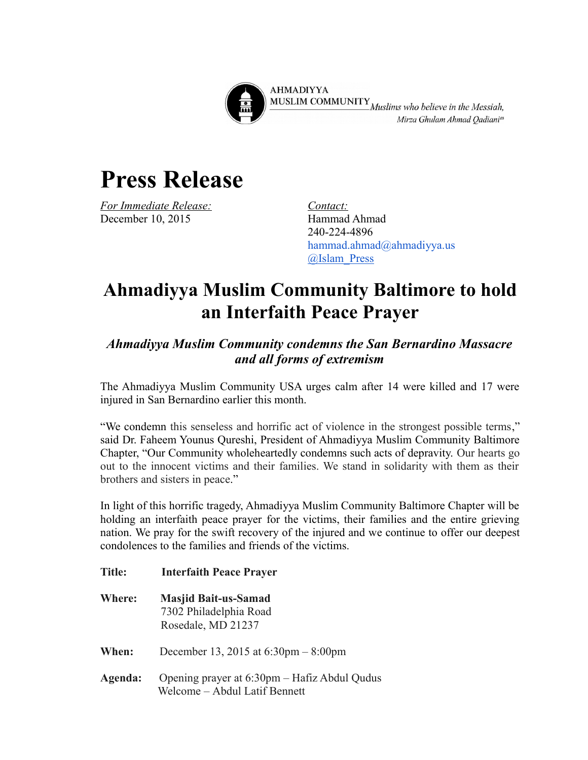AHMADIYYA MUSLIM COMMUNITY *Muslims who believe in the Messiah, Mirza Ghulam Ahmad Qadiani*[as]

# Press Release

*For Immediate Release:*
December 10, 2015

*Contact:*
Hammad Ahmad
240-224-4896
hammad.ahmad@ahmadiyya.us
@Islam_Press

## Ahmadiyya Muslim Community Baltimore to hold an Interfaith Peace Prayer

### *Ahmadiyya Muslim Community condemns the San Bernardino Massacre and all forms of extremism*

The Ahmadiyya Muslim Community USA urges calm after 14 were killed and 17 were injured in San Bernardino earlier this month.

"We condemn this senseless and horrific act of violence in the strongest possible terms," said Dr. Faheem Younus Qureshi, President of Ahmadiyya Muslim Community Baltimore Chapter, "Our Community wholeheartedly condemns such acts of depravity. Our hearts go out to the innocent victims and their families. We stand in solidarity with them as their brothers and sisters in peace."

In light of this horrific tragedy, Ahmadiyya Muslim Community Baltimore Chapter will be holding an interfaith peace prayer for the victims, their families and the entire grieving nation. We pray for the swift recovery of the injured and we continue to offer our deepest condolences to the families and friends of the victims.

**Title:** **Interfaith Peace Prayer**

**Where:** **Masjid Bait-us-Samad**
7302 Philadelphia Road
Rosedale, MD 21237

**When:** December 13, 2015 at 6:30pm – 8:00pm

**Agenda:** Opening prayer at 6:30pm – Hafiz Abdul Qudus
Welcome – Abdul Latif Bennett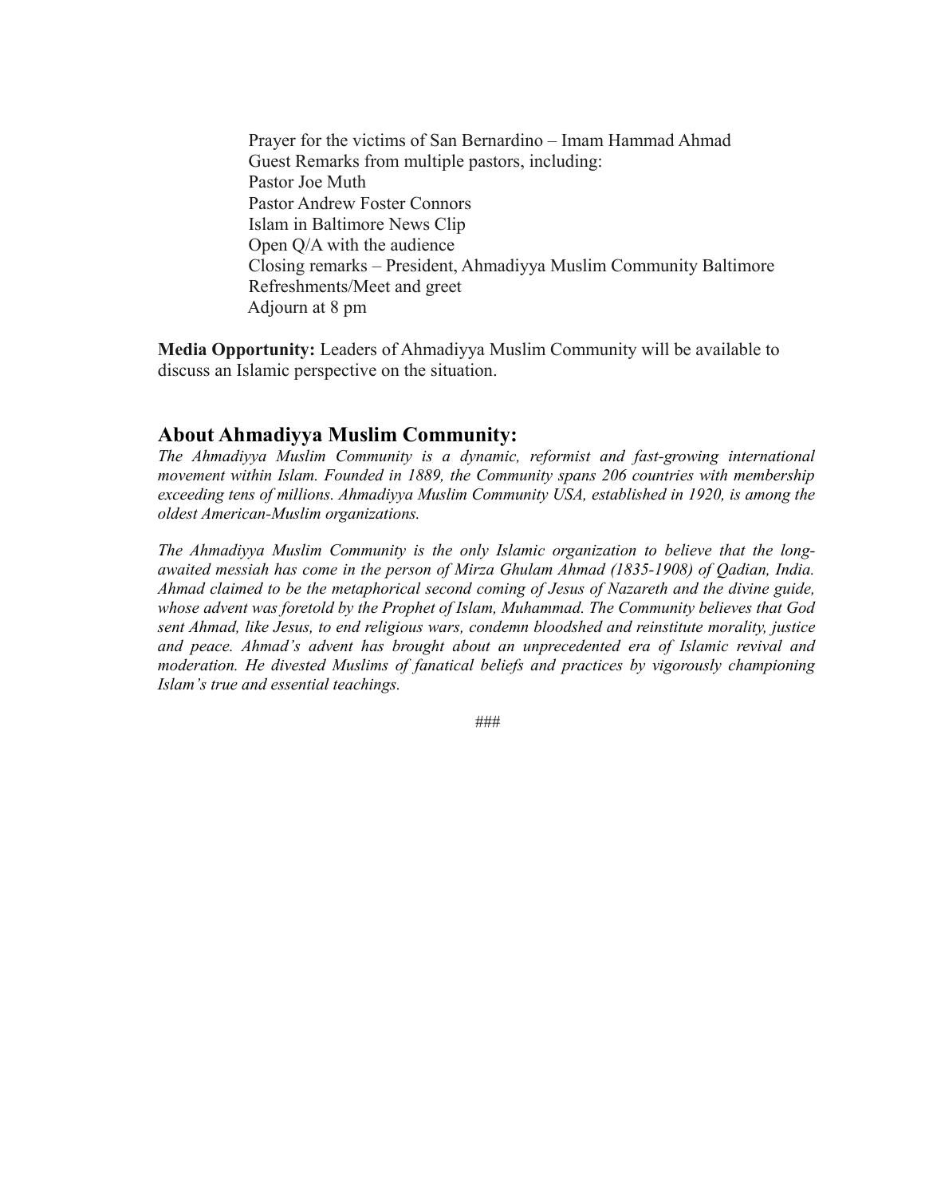Prayer for the victims of San Bernardino – Imam Hammad Ahmad
Guest Remarks from multiple pastors, including:
Pastor Joe Muth
Pastor Andrew Foster Connors
Islam in Baltimore News Clip
Open Q/A with the audience
Closing remarks – President, Ahmadiyya Muslim Community Baltimore
Refreshments/Meet and greet
Adjourn at 8 pm

**Media Opportunity:** Leaders of Ahmadiyya Muslim Community will be available to discuss an Islamic perspective on the situation.

## About Ahmadiyya Muslim Community:

*The Ahmadiyya Muslim Community is a dynamic, reformist and fast-growing international movement within Islam. Founded in 1889, the Community spans 206 countries with membership exceeding tens of millions. Ahmadiyya Muslim Community USA, established in 1920, is among the oldest American-Muslim organizations.*

*The Ahmadiyya Muslim Community is the only Islamic organization to believe that the long-awaited messiah has come in the person of Mirza Ghulam Ahmad (1835-1908) of Qadian, India. Ahmad claimed to be the metaphorical second coming of Jesus of Nazareth and the divine guide, whose advent was foretold by the Prophet of Islam, Muhammad. The Community believes that God sent Ahmad, like Jesus, to end religious wars, condemn bloodshed and reinstitute morality, justice and peace. Ahmad's advent has brought about an unprecedented era of Islamic revival and moderation. He divested Muslims of fanatical beliefs and practices by vigorously championing Islam's true and essential teachings.*

###